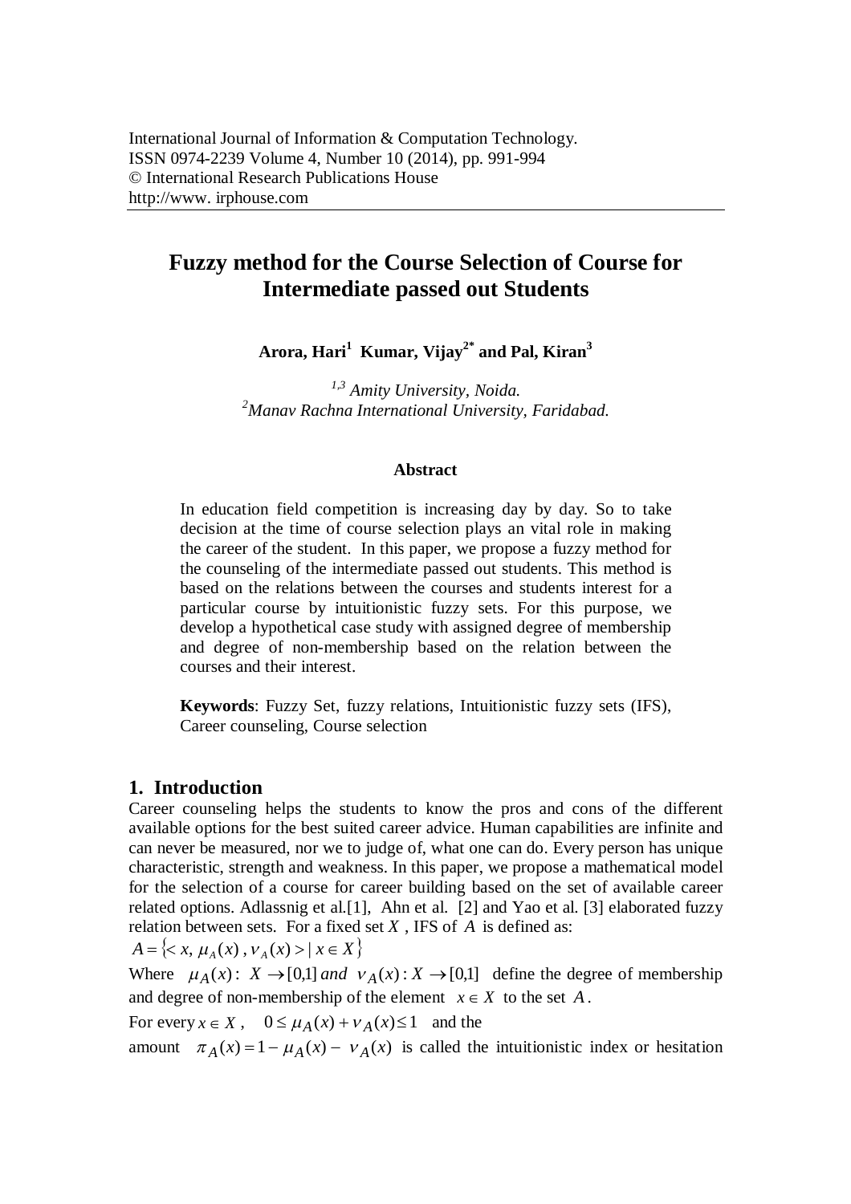International Journal of Information & Computation Technology.
ISSN 0974-2239 Volume 4, Number 10 (2014), pp. 991-994
© International Research Publications House
http://www. irphouse.com

# Fuzzy method for the Course Selection of Course for Intermediate passed out Students

**Arora, Hari[1] Kumar, Vijay[2*] and Pal, Kiran[3]**

*[1,3] Amity University, Noida.*
*[2]Manav Rachna International University, Faridabad.*

### Abstract

In education field competition is increasing day by day. So to take decision at the time of course selection plays an vital role in making the career of the student. In this paper, we propose a fuzzy method for the counseling of the intermediate passed out students. This method is based on the relations between the courses and students interest for a particular course by intuitionistic fuzzy sets. For this purpose, we develop a hypothetical case study with assigned degree of membership and degree of non-membership based on the relation between the courses and their interest.

**Keywords**: Fuzzy Set, fuzzy relations, Intuitionistic fuzzy sets (IFS), Career counseling, Course selection

## 1. Introduction

Career counseling helps the students to know the pros and cons of the different available options for the best suited career advice. Human capabilities are infinite and can never be measured, nor we to judge of, what one can do. Every person has unique characteristic, strength and weakness. In this paper, we propose a mathematical model for the selection of a course for career building based on the set of available career related options. Adlassnig et al.[1], Ahn et al. [2] and Yao et al. [3] elaborated fuzzy relation between sets. For a fixed set $X$ , IFS of $A$ is defined as:

$A = \{< x, \mu_A(x), \nu_A(x) > | \, x \in X\}$

Where $\mu_A(x)$: $X \to [0,1]$ *and* $\nu_A(x) : X \to [0,1]$ define the degree of membership and degree of non-membership of the element $x \in X$ to the set $A$.

For every $x \in X$ , $0 \le \mu_A(x) + \nu_A(x) \le 1$ and the amount $\pi_A(x) = 1 - \mu_A(x) - \nu_A(x)$ is called the intuitionistic index or hesitation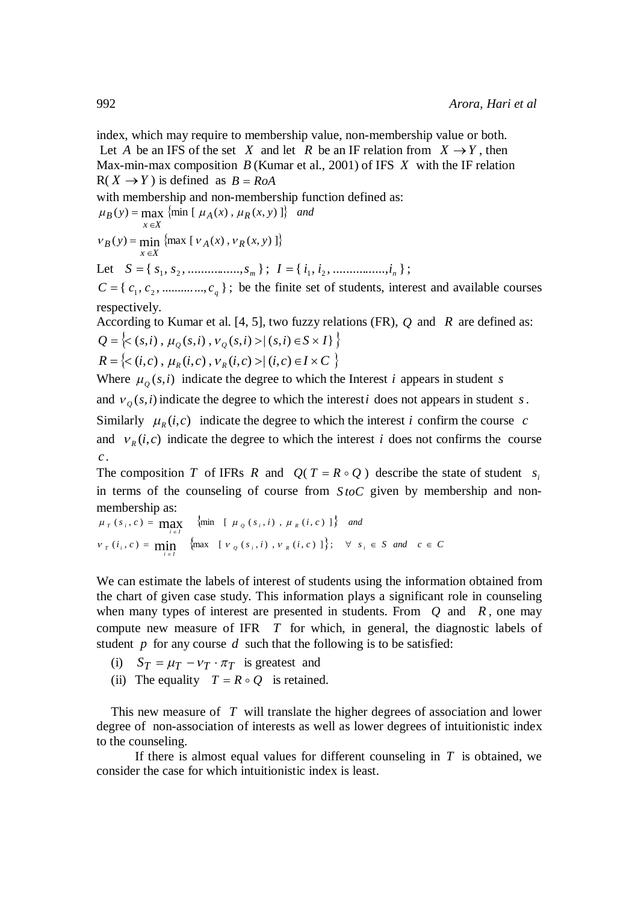index, which may require to membership value, non-membership value or both.

Let $A$ be an IFS of the set $X$ and let $R$ be an IF relation from $X \to Y$, then Max-min-max composition $B$ (Kumar et al., 2001) of IFS $X$ with the IF relation $R(X \to Y)$ is defined as $B = RoA$ with membership and non-membership function defined as:

$$\mu_B(y) = \max_{x \in X} \{\min [\mu_A(x), \mu_R(x,y)]\} \quad and$$

$$\nu_B(y) = \min_{x \in X} \{\max [\nu_A(x), \nu_R(x,y)]\}$$

Let $S = \{s_1, s_2, ..............., s_m\}$; $I = \{i_1, i_2, ..............., i_n\}$;

$C = \{c_1, c_2, ..........., c_q\}$; be the finite set of students, interest and available courses respectively.

According to Kumar et al. [4, 5], two fuzzy relations (FR), $Q$ and $R$ are defined as:

$$Q = \{< (s,i), \mu_Q(s,i), \nu_Q(s,i) > | (s,i) \in S \times I\}\}$$

$$R = \{< (i,c), \mu_R(i,c), \nu_R(i,c) > | (i,c) \in I \times C\}$$

Where $\mu_Q(s,i)$ indicate the degree to which the Interest $i$ appears in student $s$ and $\nu_Q(s,i)$ indicate the degree to which the interest $i$ does not appears in student $s$. Similarly $\mu_R(i,c)$ indicate the degree to which the interest $i$ confirm the course $c$ and $\nu_R(i,c)$ indicate the degree to which the interest $i$ does not confirms the course $c$.

The composition $T$ of IFRs $R$ and $Q$ ($T = R \circ Q$) describe the state of student $s_i$ in terms of the counseling of course from $S\,to\,C$ given by membership and non-membership as:

$$\mu_T(s_i, c) = \max_{i \in I} \{\min [\mu_Q(s_i, i), \mu_R(i,c)]\} \quad and$$

$$\nu_T(i_i, c) = \min_{i \in I} \{\max [\nu_Q(s_i, i), \nu_R(i,c)]\}; \quad \forall \; s_i \in S \; and \; c \in C$$

We can estimate the labels of interest of students using the information obtained from the chart of given case study. This information plays a significant role in counseling when many types of interest are presented in students. From $Q$ and $R$, one may compute new measure of IFR $T$ for which, in general, the diagnostic labels of student $p$ for any course $d$ such that the following is to be satisfied:

(i) $S_T = \mu_T - \nu_T \cdot \pi_T$ is greatest and

(ii) The equality $T = R \circ Q$ is retained.

This new measure of $T$ will translate the higher degrees of association and lower degree of non-association of interests as well as lower degrees of intuitionistic index to the counseling.

If there is almost equal values for different counseling in $T$ is obtained, we consider the case for which intuitionistic index is least.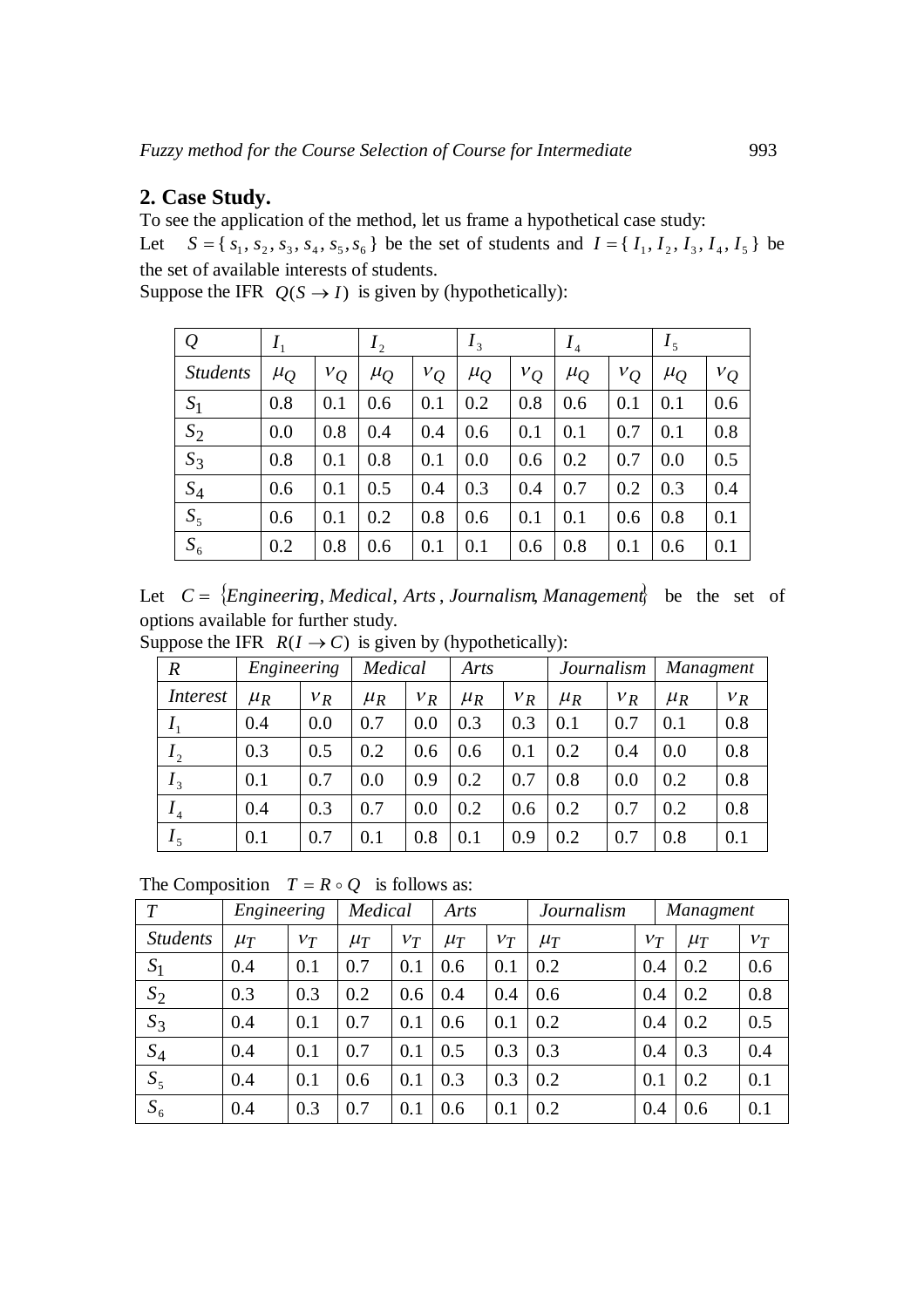## 2. Case Study.

To see the application of the method, let us frame a hypothetical case study:

Let $S = \{ s_1, s_2, s_3, s_4, s_5, s_6 \}$ be the set of students and $I = \{ I_1, I_2, I_3, I_4, I_5 \}$ be the set of available interests of students.

Suppose the IFR $Q(S \to I)$ is given by (hypothetically):

| $Q$ | $I_1$ | | $I_2$ | | $I_3$ | | $I_4$ | | $I_5$ | |
|---|---|---|---|---|---|---|---|---|---|---|
| *Students* | $\mu_Q$ | $\nu_Q$ | $\mu_Q$ | $\nu_Q$ | $\mu_Q$ | $\nu_Q$ | $\mu_Q$ | $\nu_Q$ | $\mu_Q$ | $\nu_Q$ |
| $S_1$ | 0.8 | 0.1 | 0.6 | 0.1 | 0.2 | 0.8 | 0.6 | 0.1 | 0.1 | 0.6 |
| $S_2$ | 0.0 | 0.8 | 0.4 | 0.4 | 0.6 | 0.1 | 0.1 | 0.7 | 0.1 | 0.8 |
| $S_3$ | 0.8 | 0.1 | 0.8 | 0.1 | 0.0 | 0.6 | 0.2 | 0.7 | 0.0 | 0.5 |
| $S_4$ | 0.6 | 0.1 | 0.5 | 0.4 | 0.3 | 0.4 | 0.7 | 0.2 | 0.3 | 0.4 |
| $S_5$ | 0.6 | 0.1 | 0.2 | 0.8 | 0.6 | 0.1 | 0.1 | 0.6 | 0.8 | 0.1 |
| $S_6$ | 0.2 | 0.8 | 0.6 | 0.1 | 0.1 | 0.6 | 0.8 | 0.1 | 0.6 | 0.1 |

Let $C = \{Engineering, Medical, Arts, Journalism, Management\}$ be the set of options available for further study.

Suppose the IFR $R(I \to C)$ is given by (hypothetically):

| $R$ | *Engineering* | | *Medical* | | *Arts* | | *Journalism* | | *Managment* | |
|---|---|---|---|---|---|---|---|---|---|---|
| *Interest* | $\mu_R$ | $\nu_R$ | $\mu_R$ | $\nu_R$ | $\mu_R$ | $\nu_R$ | $\mu_R$ | $\nu_R$ | $\mu_R$ | $\nu_R$ |
| $I_1$ | 0.4 | 0.0 | 0.7 | 0.0 | 0.3 | 0.3 | 0.1 | 0.7 | 0.1 | 0.8 |
| $I_2$ | 0.3 | 0.5 | 0.2 | 0.6 | 0.6 | 0.1 | 0.2 | 0.4 | 0.0 | 0.8 |
| $I_3$ | 0.1 | 0.7 | 0.0 | 0.9 | 0.2 | 0.7 | 0.8 | 0.0 | 0.2 | 0.8 |
| $I_4$ | 0.4 | 0.3 | 0.7 | 0.0 | 0.2 | 0.6 | 0.2 | 0.7 | 0.2 | 0.8 |
| $I_5$ | 0.1 | 0.7 | 0.1 | 0.8 | 0.1 | 0.9 | 0.2 | 0.7 | 0.8 | 0.1 |

The Composition $T = R \circ Q$ is follows as:

| $T$ | *Engineering* | | *Medical* | | *Arts* | | *Journalism* | | *Managment* | |
|---|---|---|---|---|---|---|---|---|---|---|
| *Students* | $\mu_T$ | $\nu_T$ | $\mu_T$ | $\nu_T$ | $\mu_T$ | $\nu_T$ | $\mu_T$ | $\nu_T$ | $\mu_T$ | $\nu_T$ |
| $S_1$ | 0.4 | 0.1 | 0.7 | 0.1 | 0.6 | 0.1 | 0.2 | 0.4 | 0.2 | 0.6 |
| $S_2$ | 0.3 | 0.3 | 0.2 | 0.6 | 0.4 | 0.4 | 0.6 | 0.4 | 0.2 | 0.8 |
| $S_3$ | 0.4 | 0.1 | 0.7 | 0.1 | 0.6 | 0.1 | 0.2 | 0.4 | 0.2 | 0.5 |
| $S_4$ | 0.4 | 0.1 | 0.7 | 0.1 | 0.5 | 0.3 | 0.3 | 0.4 | 0.3 | 0.4 |
| $S_5$ | 0.4 | 0.1 | 0.6 | 0.1 | 0.3 | 0.3 | 0.2 | 0.1 | 0.2 | 0.1 |
| $S_6$ | 0.4 | 0.3 | 0.7 | 0.1 | 0.6 | 0.1 | 0.2 | 0.4 | 0.6 | 0.1 |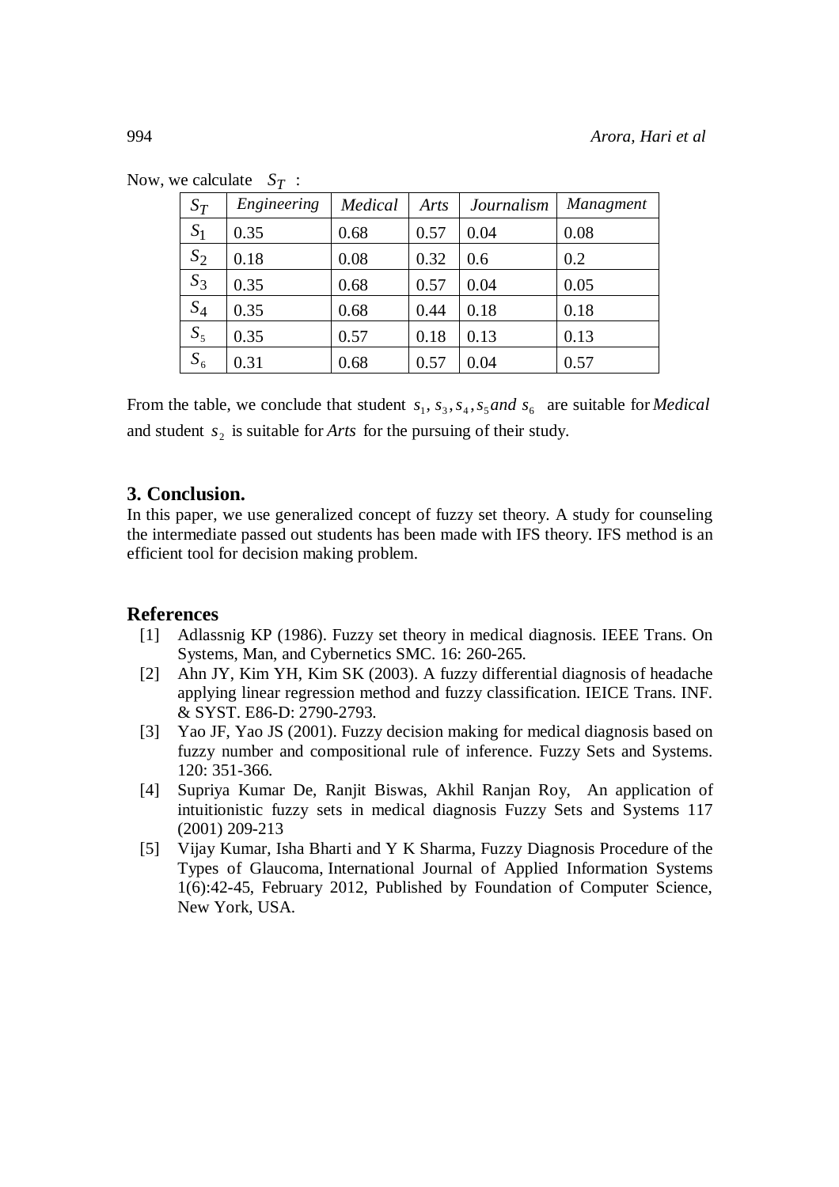Now, we calculate $S_T$ :

| $S_T$ | *Engineering* | *Medical* | *Arts* | *Journalism* | *Managment* |
|---|---|---|---|---|---|
| $S_1$ | 0.35 | 0.68 | 0.57 | 0.04 | 0.08 |
| $S_2$ | 0.18 | 0.08 | 0.32 | 0.6 | 0.2 |
| $S_3$ | 0.35 | 0.68 | 0.57 | 0.04 | 0.05 |
| $S_4$ | 0.35 | 0.68 | 0.44 | 0.18 | 0.18 |
| $S_5$ | 0.35 | 0.57 | 0.18 | 0.13 | 0.13 |
| $S_6$ | 0.31 | 0.68 | 0.57 | 0.04 | 0.57 |

From the table, we conclude that student $s_1, s_3, s_4, s_5 \, and \, s_6$ are suitable for *Medical* and student $s_2$ is suitable for *Arts* for the pursuing of their study.

## 3. Conclusion.

In this paper, we use generalized concept of fuzzy set theory. A study for counseling the intermediate passed out students has been made with IFS theory. IFS method is an efficient tool for decision making problem.

## References

[1] Adlassnig KP (1986). Fuzzy set theory in medical diagnosis. IEEE Trans. On Systems, Man, and Cybernetics SMC. 16: 260-265.

[2] Ahn JY, Kim YH, Kim SK (2003). A fuzzy differential diagnosis of headache applying linear regression method and fuzzy classification. IEICE Trans. INF. & SYST. E86-D: 2790-2793.

[3] Yao JF, Yao JS (2001). Fuzzy decision making for medical diagnosis based on fuzzy number and compositional rule of inference. Fuzzy Sets and Systems. 120: 351-366.

[4] Supriya Kumar De, Ranjit Biswas, Akhil Ranjan Roy, An application of intuitionistic fuzzy sets in medical diagnosis Fuzzy Sets and Systems 117 (2001) 209-213

[5] Vijay Kumar, Isha Bharti and Y K Sharma, Fuzzy Diagnosis Procedure of the Types of Glaucoma, International Journal of Applied Information Systems 1(6):42-45, February 2012, Published by Foundation of Computer Science, New York, USA.